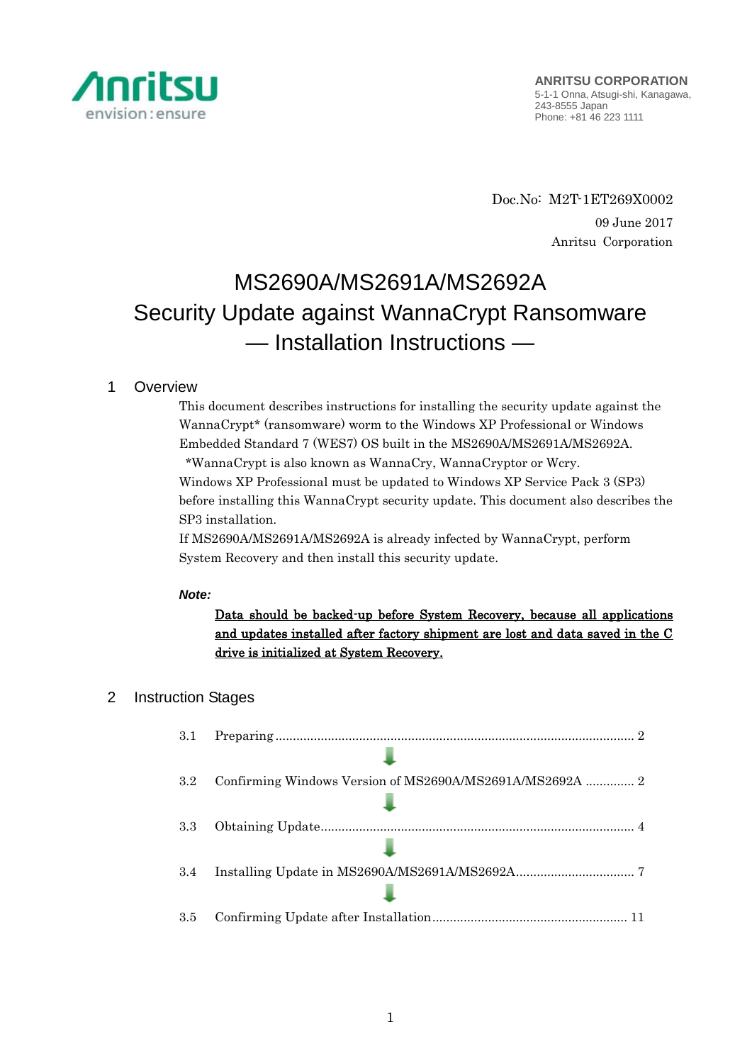Anritsu
envision : ensure

**ANRITSU CORPORATION**
5-1-1 Onna, Atsugi-shi, Kanagawa,
243-8555 Japan
Phone: +81 46 223 1111

Doc.No: M2T-1ET269X0002
09 June 2017
Anritsu Corporation

# MS2690A/MS2691A/MS2692A
# Security Update against WannaCrypt Ransomware
# — Installation Instructions —

## 1 Overview

This document describes instructions for installing the security update against the WannaCrypt* (ransomware) worm to the Windows XP Professional or Windows Embedded Standard 7 (WES7) OS built in the MS2690A/MS2691A/MS2692A.
*WannaCrypt is also known as WannaCry, WannaCryptor or Wcry.
Windows XP Professional must be updated to Windows XP Service Pack 3 (SP3) before installing this WannaCrypt security update. This document also describes the SP3 installation.
If MS2690A/MS2691A/MS2692A is already infected by WannaCrypt, perform System Recovery and then install this security update.

***Note:***

**<u>Data should be backed-up before System Recovery, because all applications and updates installed after factory shipment are lost and data saved in the C drive is initialized at System Recovery.</u>**

## 2 Instruction Stages

3.1 Preparing ...................................................................................................... 2

↓

3.2 Confirming Windows Version of MS2690A/MS2691A/MS2692A ............. 2

↓

3.3 Obtaining Update......................................................................................... 4

↓

3.4 Installing Update in MS2690A/MS2691A/MS2692A................................. 7

↓

3.5 Confirming Update after Installation....................................................... 11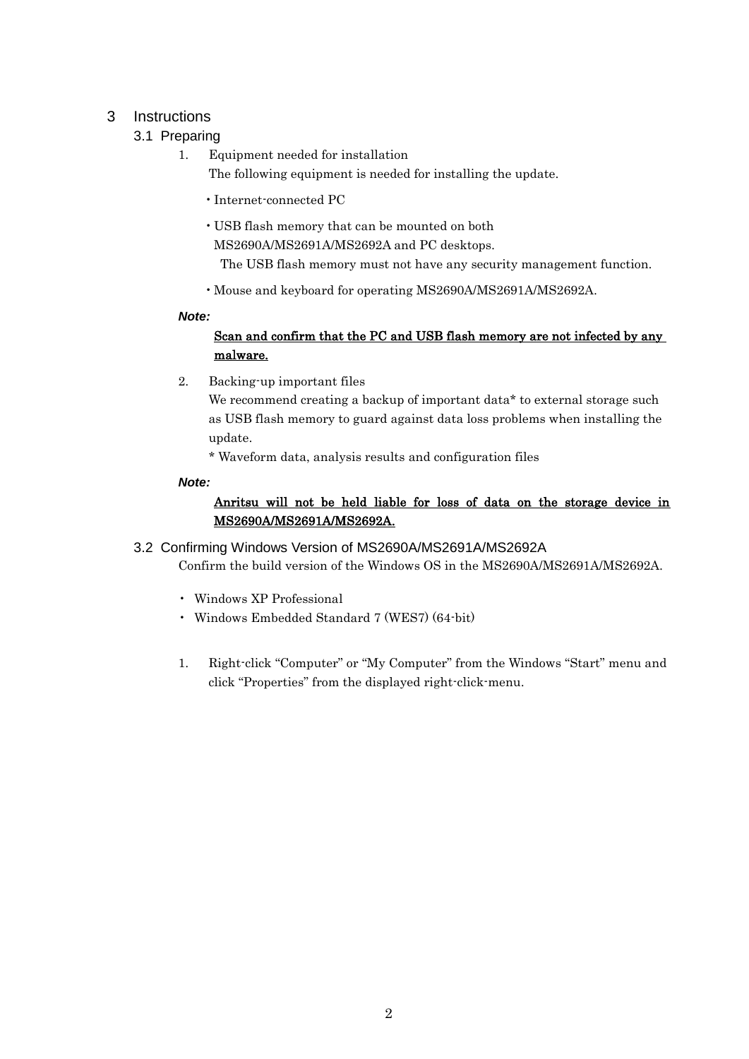// reference the transcription guidelines
# 3 Instructions

## 3.1 Preparing

1. Equipment needed for installation

   The following equipment is needed for installing the update.

   - Internet-connected PC
   - USB flash memory that can be mounted on both MS2690A/MS2691A/MS2692A and PC desktops.
     The USB flash memory must not have any security management function.
   - Mouse and keyboard for operating MS2690A/MS2691A/MS2692A.

***Note:***

**Scan and confirm that the PC and USB flash memory are not infected by any malware.**

2. Backing-up important files

   We recommend creating a backup of important data* to external storage such as USB flash memory to guard against data loss problems when installing the update.

   * Waveform data, analysis results and configuration files

***Note:***

**Anritsu will not be held liable for loss of data on the storage device in MS2690A/MS2691A/MS2692A.**

## 3.2 Confirming Windows Version of MS2690A/MS2691A/MS2692A

Confirm the build version of the Windows OS in the MS2690A/MS2691A/MS2692A.

- Windows XP Professional
- Windows Embedded Standard 7 (WES7) (64-bit)

1. Right-click “Computer” or “My Computer” from the Windows “Start” menu and click “Properties” from the displayed right-click-menu.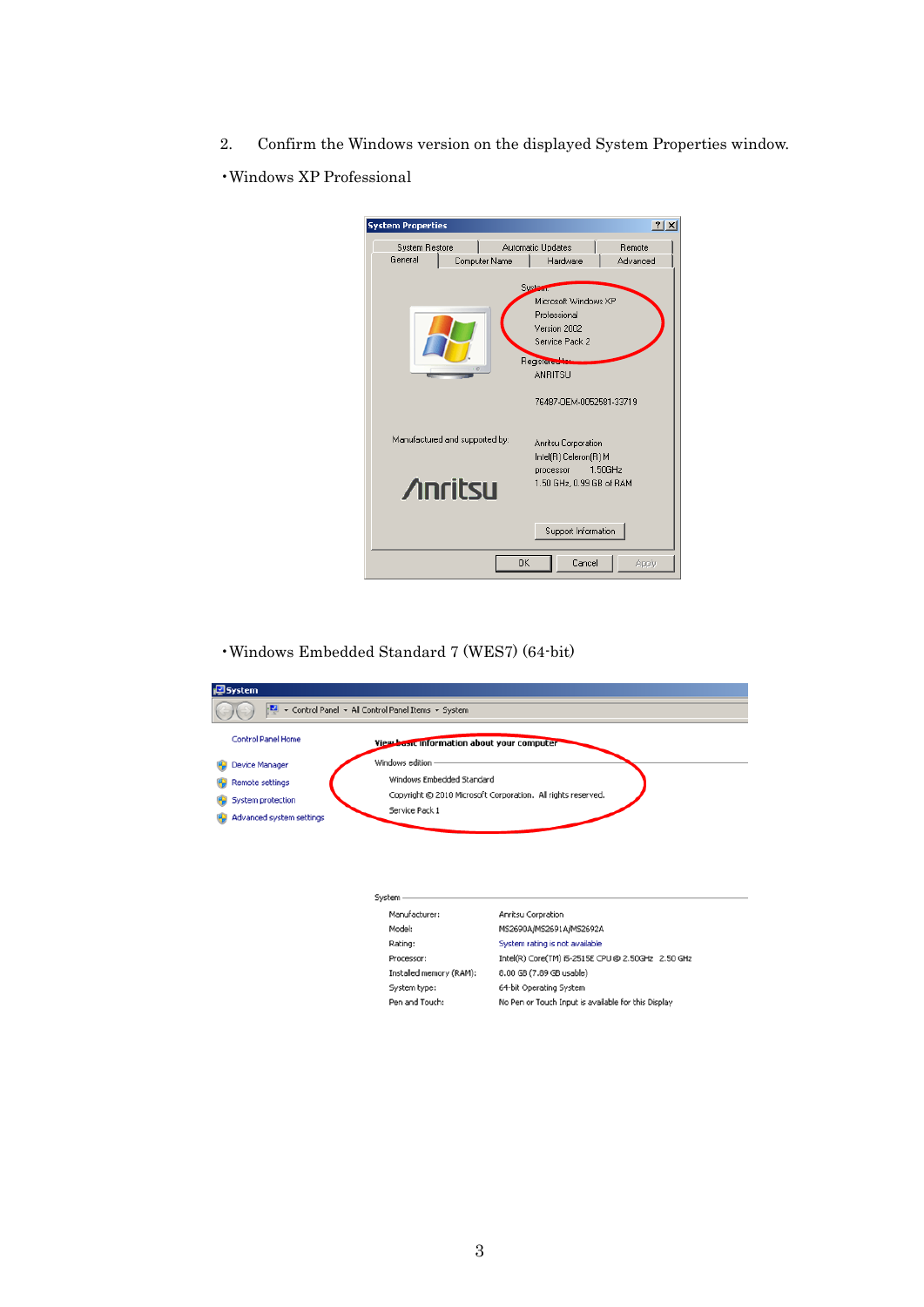2. Confirm the Windows version on the displayed System Properties window.

・Windows XP Professional

・Windows Embedded Standard 7 (WES7) (64-bit)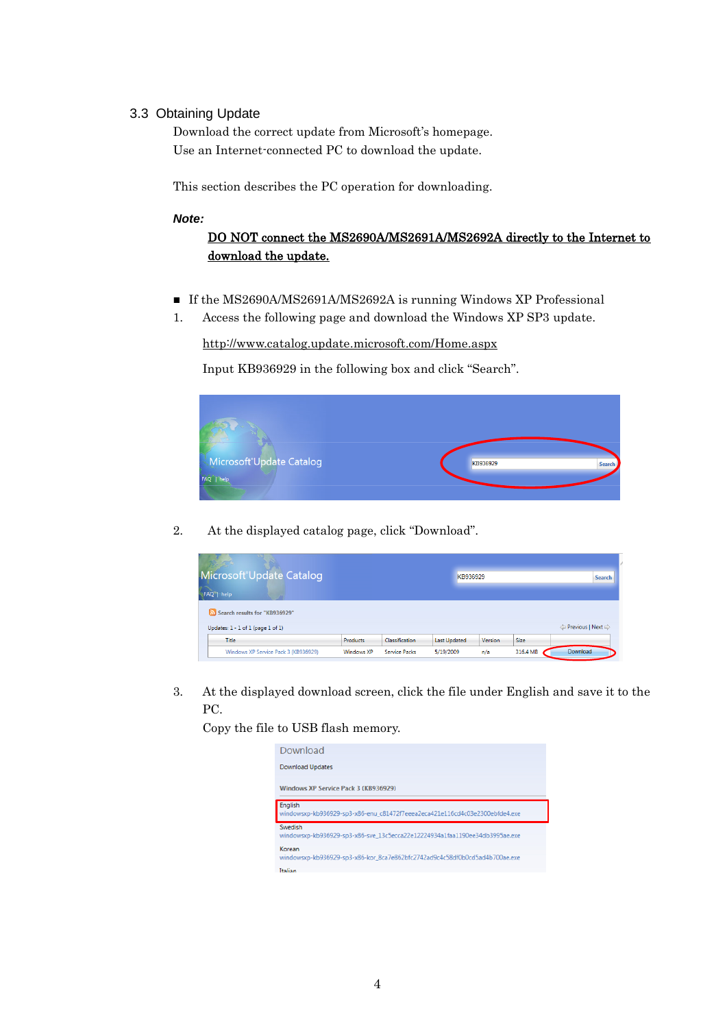## 3.3 Obtaining Update

Download the correct update from Microsoft's homepage.
Use an Internet-connected PC to download the update.

This section describes the PC operation for downloading.

***Note:***

DO NOT connect the MS2690A/MS2691A/MS2692A directly to the Internet to download the update.

- If the MS2690A/MS2691A/MS2692A is running Windows XP Professional

1. Access the following page and download the Windows XP SP3 update.

   http://www.catalog.update.microsoft.com/Home.aspx

   Input KB936929 in the following box and click "Search".

2. At the displayed catalog page, click "Download".

3. At the displayed download screen, click the file under English and save it to the PC.
   Copy the file to USB flash memory.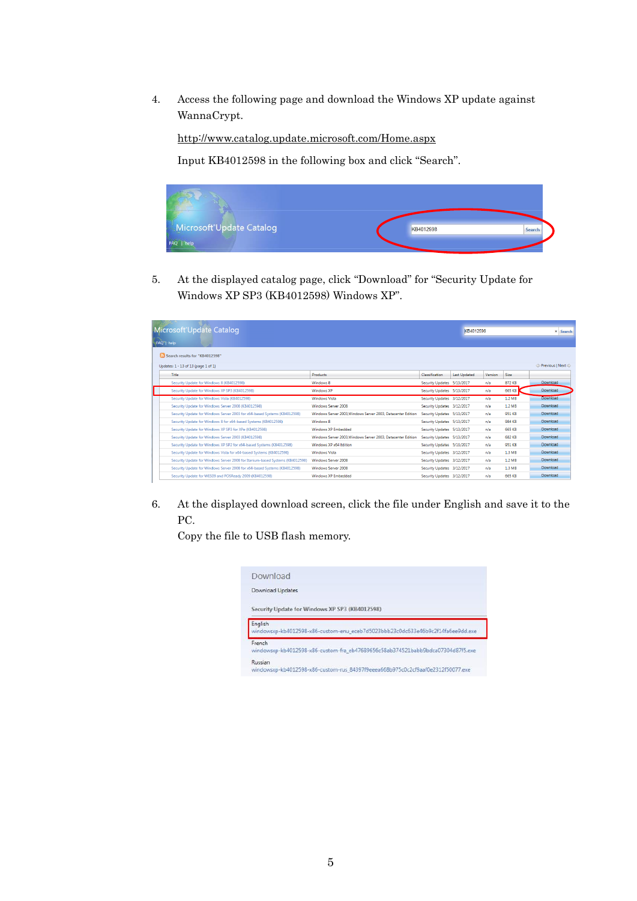4. Access the following page and download the Windows XP update against WannaCrypt.

   http://www.catalog.update.microsoft.com/Home.aspx

   Input KB4012598 in the following box and click "Search".

5. At the displayed catalog page, click "Download" for "Security Update for Windows XP SP3 (KB4012598) Windows XP".

6. At the displayed download screen, click the file under English and save it to the PC.
   Copy the file to USB flash memory.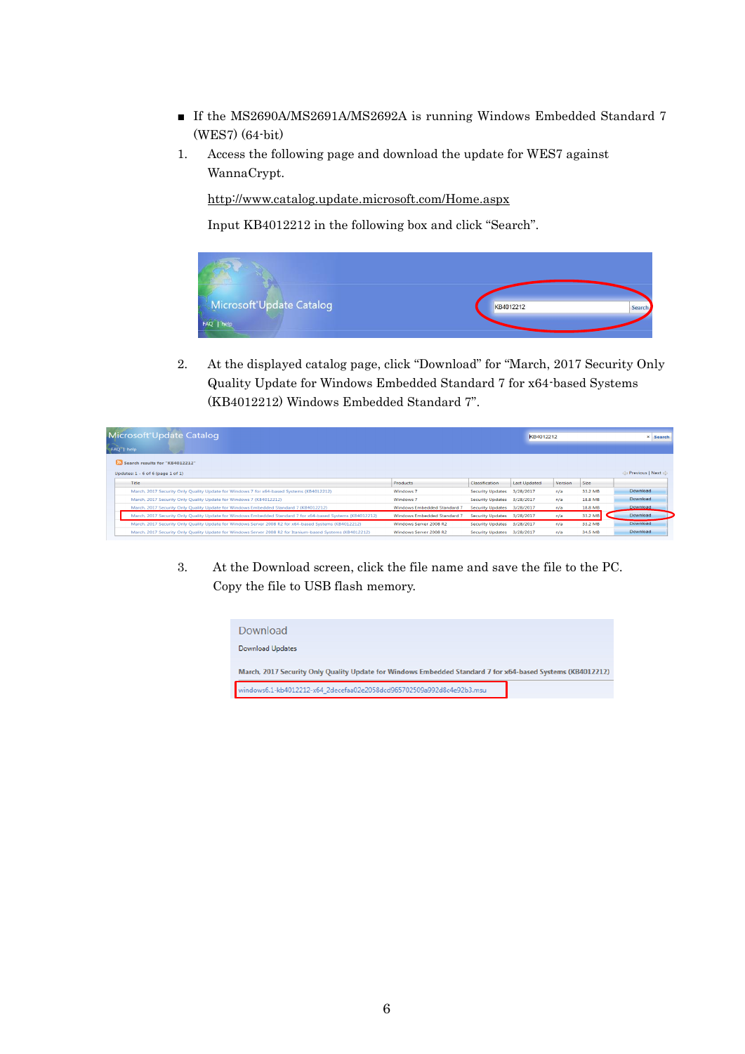- If the MS2690A/MS2691A/MS2692A is running Windows Embedded Standard 7 (WES7) (64-bit)

1. Access the following page and download the update for WES7 against WannaCrypt.

   http://www.catalog.update.microsoft.com/Home.aspx

   Input KB4012212 in the following box and click “Search”.

2. At the displayed catalog page, click “Download” for “March, 2017 Security Only Quality Update for Windows Embedded Standard 7 for x64-based Systems (KB4012212) Windows Embedded Standard 7”.

3. At the Download screen, click the file name and save the file to the PC. Copy the file to USB flash memory.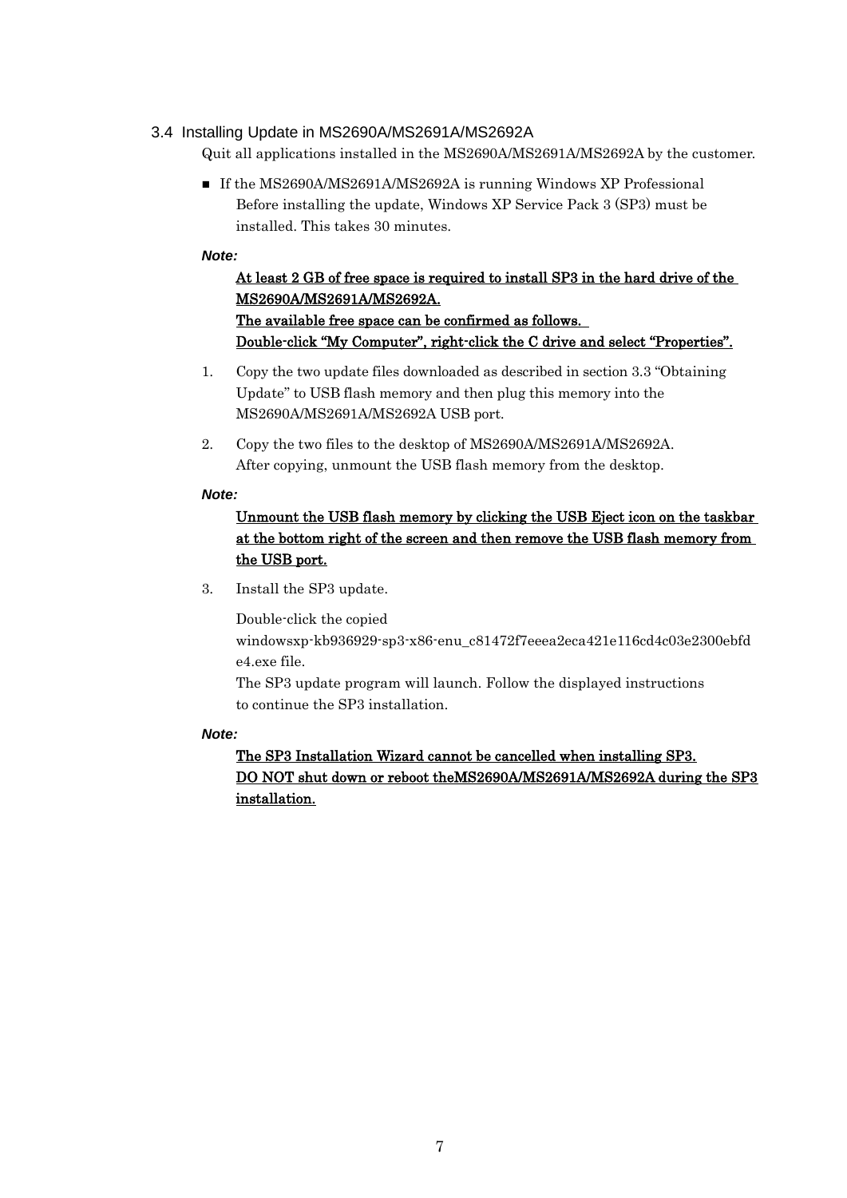## 3.4 Installing Update in MS2690A/MS2691A/MS2692A

Quit all applications installed in the MS2690A/MS2691A/MS2692A by the customer.

- If the MS2690A/MS2691A/MS2692A is running Windows XP Professional
  Before installing the update, Windows XP Service Pack 3 (SP3) must be installed. This takes 30 minutes.

***Note:***

**At least 2 GB of free space is required to install SP3 in the hard drive of the MS2690A/MS2691A/MS2692A.**
**The available free space can be confirmed as follows.**
**Double-click "My Computer", right-click the C drive and select "Properties".**

1. Copy the two update files downloaded as described in section 3.3 "Obtaining Update" to USB flash memory and then plug this memory into the MS2690A/MS2691A/MS2692A USB port.

2. Copy the two files to the desktop of MS2690A/MS2691A/MS2692A.
   After copying, unmount the USB flash memory from the desktop.

***Note:***

**Unmount the USB flash memory by clicking the USB Eject icon on the taskbar at the bottom right of the screen and then remove the USB flash memory from the USB port.**

3. Install the SP3 update.

   Double-click the copied windowsxp-kb936929-sp3-x86-enu_c81472f7eeea2eca421e116cd4c03e2300ebfde4.exe file.
   The SP3 update program will launch. Follow the displayed instructions to continue the SP3 installation.

***Note:***

**The SP3 Installation Wizard cannot be cancelled when installing SP3.**
**DO NOT shut down or reboot theMS2690A/MS2691A/MS2692A during the SP3 installation.**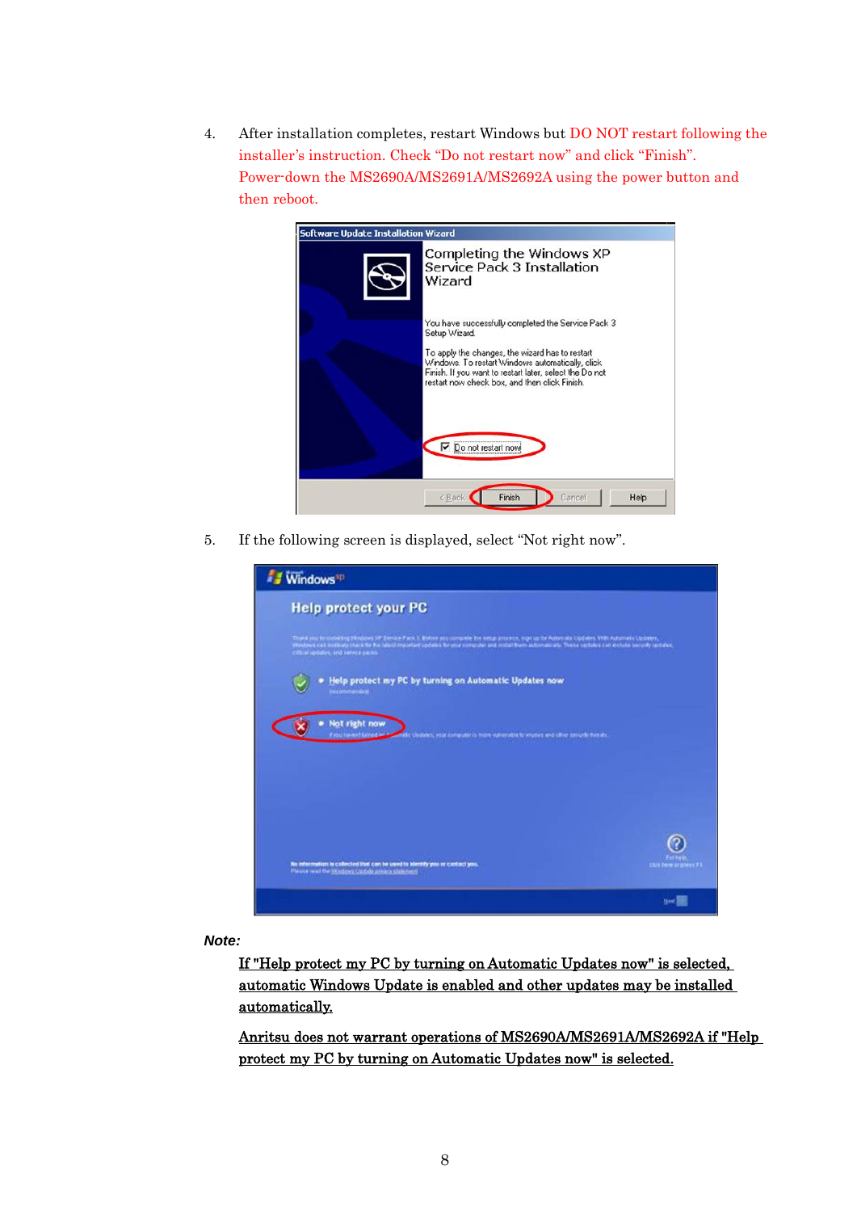4. After installation completes, restart Windows but DO NOT restart following the installer's instruction. Check "Do not restart now" and click "Finish". Power-down the MS2690A/MS2691A/MS2692A using the power button and then reboot.

5. If the following screen is displayed, select "Not right now".

***Note:***

<u>If "Help protect my PC by turning on Automatic Updates now" is selected, automatic Windows Update is enabled and other updates may be installed automatically.</u>

<u>Anritsu does not warrant operations of MS2690A/MS2691A/MS2692A if "Help protect my PC by turning on Automatic Updates now" is selected.</u>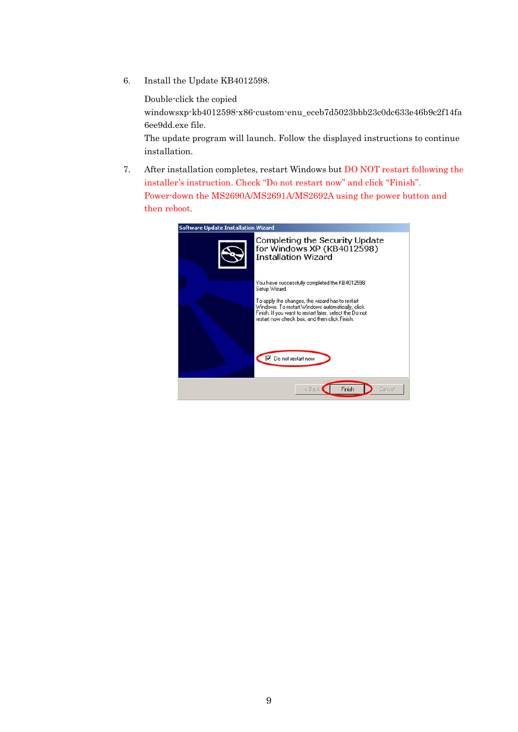6. Install the Update KB4012598.

   Double-click the copied windowsxp-kb4012598-x86-custom-enu_eceb7d5023bbb23c0dc633e46b9c2f14fa6ee9dd.exe file.
   The update program will launch. Follow the displayed instructions to continue installation.

7. After installation completes, restart Windows but DO NOT restart following the installer's instruction. Check "Do not restart now" and click "Finish". Power-down the MS2690A/MS2691A/MS2692A using the power button and then reboot.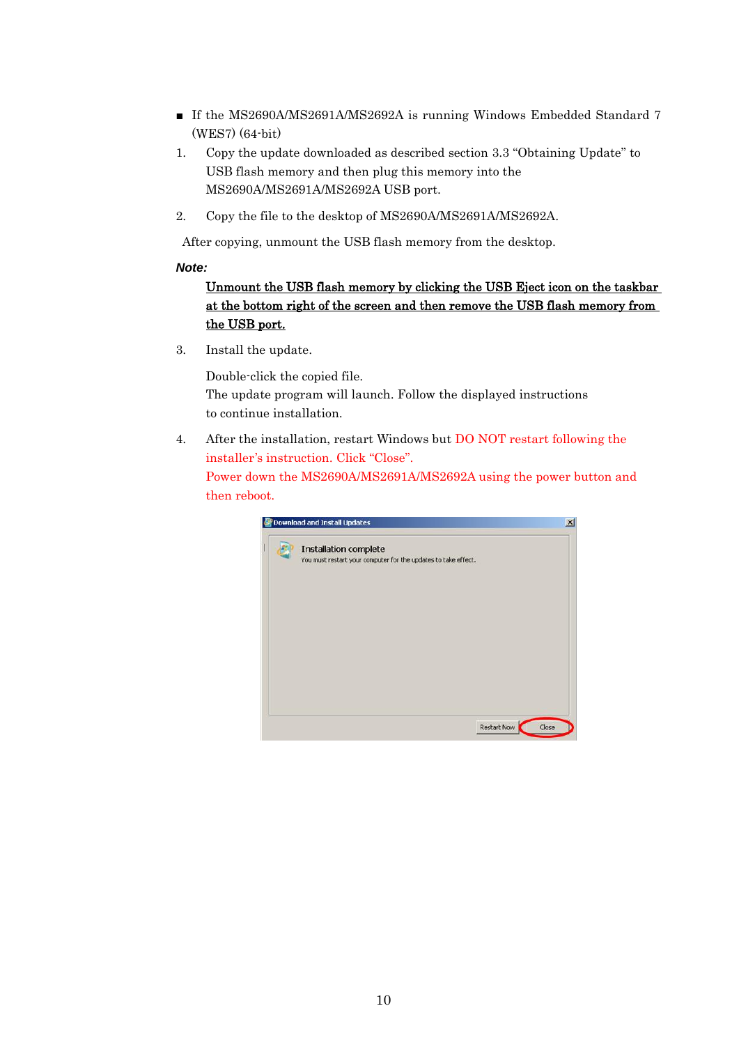■ If the MS2690A/MS2691A/MS2692A is running Windows Embedded Standard 7 (WES7) (64-bit)

1. Copy the update downloaded as described section 3.3 “Obtaining Update” to USB flash memory and then plug this memory into the MS2690A/MS2691A/MS2692A USB port.

2. Copy the file to the desktop of MS2690A/MS2691A/MS2692A.

After copying, unmount the USB flash memory from the desktop.

***Note:***

**Unmount the USB flash memory by clicking the USB Eject icon on the taskbar at the bottom right of the screen and then remove the USB flash memory from the USB port.**

3. Install the update.

   Double-click the copied file.
   The update program will launch. Follow the displayed instructions to continue installation.

4. After the installation, restart Windows but DO NOT restart following the installer’s instruction. Click “Close”.
   Power down the MS2690A/MS2691A/MS2692A using the power button and then reboot.

Download and Install Updates

Installation complete

You must restart your computer for the updates to take effect.

Restart Now

Close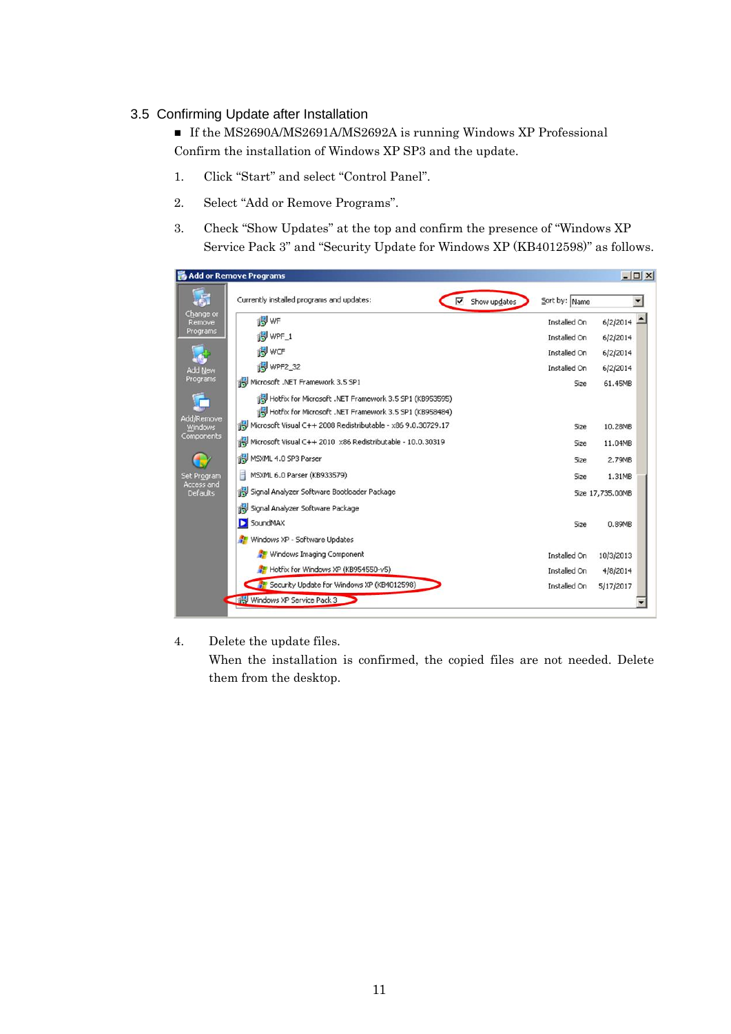## 3.5 Confirming Update after Installation

- If the MS2690A/MS2691A/MS2692A is running Windows XP Professional

Confirm the installation of Windows XP SP3 and the update.

1. Click “Start” and select “Control Panel”.
2. Select “Add or Remove Programs”.
3. Check “Show Updates” at the top and confirm the presence of “Windows XP Service Pack 3” and “Security Update for Windows XP (KB4012598)” as follows.

4. Delete the update files.
   When the installation is confirmed, the copied files are not needed. Delete them from the desktop.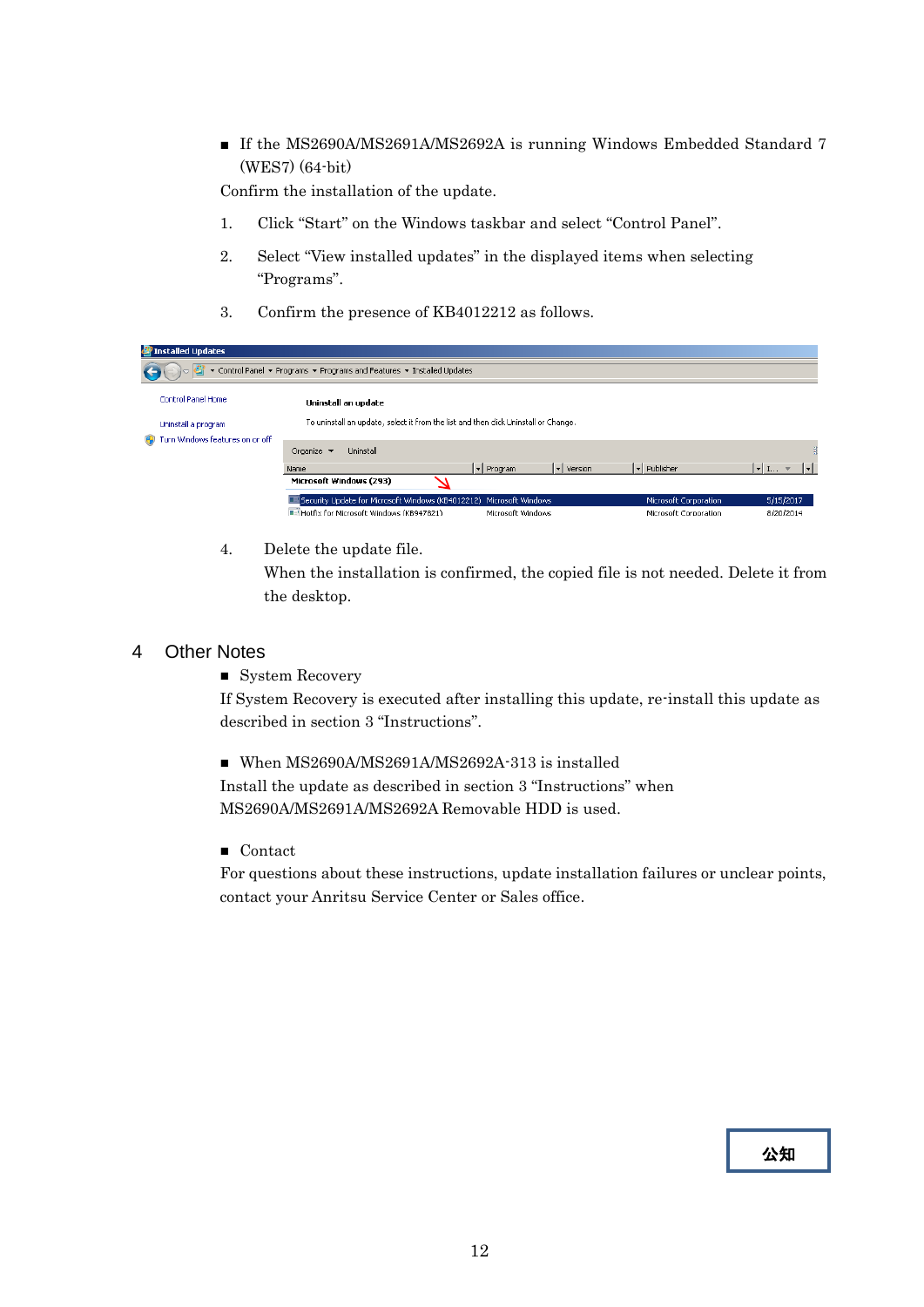- If the MS2690A/MS2691A/MS2692A is running Windows Embedded Standard 7 (WES7) (64-bit)

Confirm the installation of the update.

1. Click “Start” on the Windows taskbar and select “Control Panel”.
2. Select “View installed updates” in the displayed items when selecting “Programs”.
3. Confirm the presence of KB4012212 as follows.

Installed Updates

Control Panel ▸ Programs ▸ Programs and Features ▸ Installed Updates

Control Panel Home

Uninstall a program

Turn Windows features on or off

Uninstall an update

To uninstall an update, select it from the list and then click Uninstall or Change.

Organize ▾ Uninstall

| Name | Program | Version | Publisher | I... |
|---|---|---|---|---|
| Microsoft Windows (293) | | | | |
| Security Update for Microsoft Windows (KB4012212) | Microsoft Windows | | Microsoft Corporation | 5/15/2017 |
| Hotfix for Microsoft Windows (KB947821) | Microsoft Windows | | Microsoft Corporation | 8/20/2014 |

4. Delete the update file.
   When the installation is confirmed, the copied file is not needed. Delete it from the desktop.

## 4 Other Notes

- System Recovery

If System Recovery is executed after installing this update, re-install this update as described in section 3 “Instructions”.

- When MS2690A/MS2691A/MS2692A-313 is installed

Install the update as described in section 3 “Instructions” when MS2690A/MS2691A/MS2692A Removable HDD is used.

- Contact

For questions about these instructions, update installation failures or unclear points, contact your Anritsu Service Center or Sales office.

公知